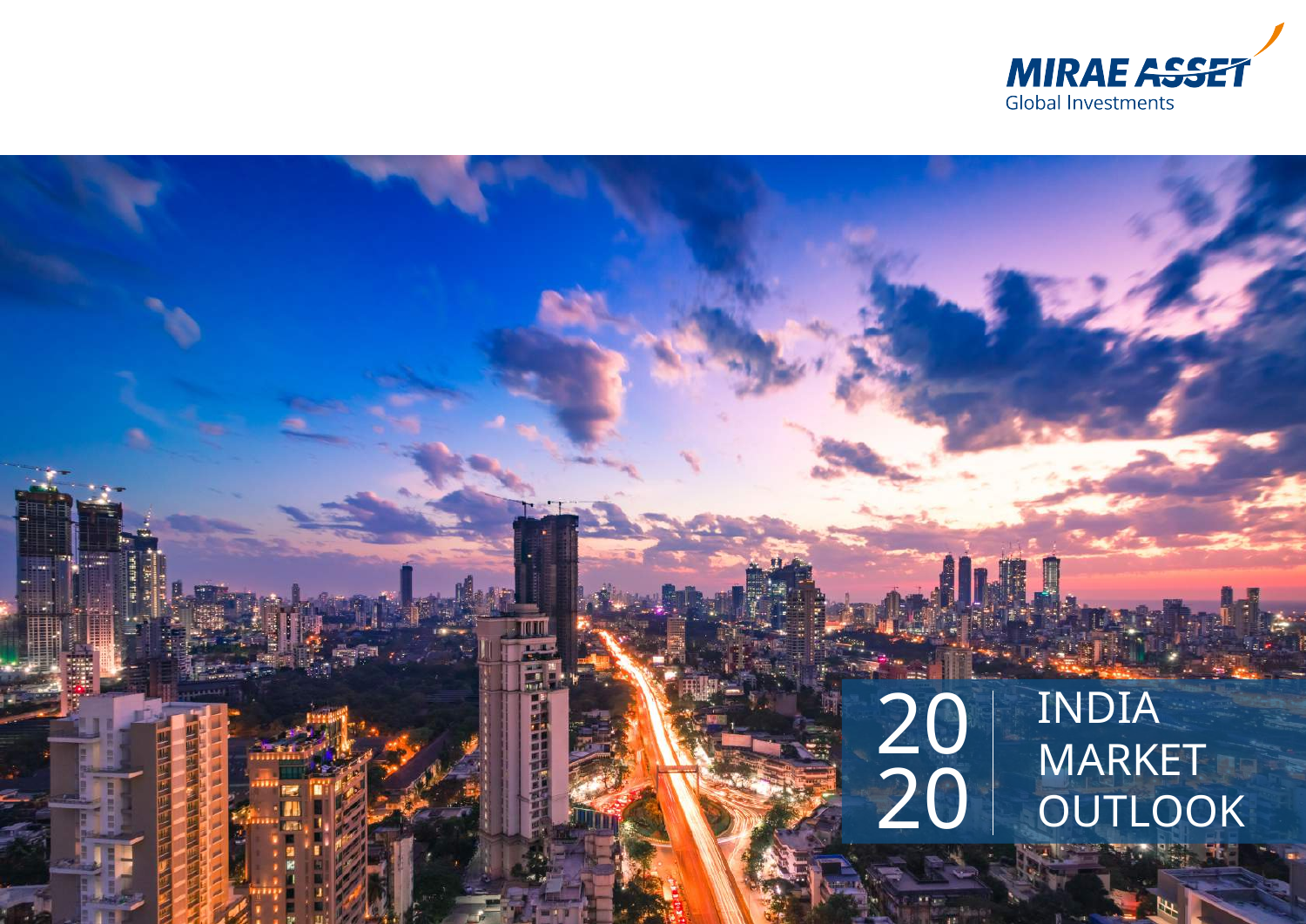MIRAE ASSET
Global Investments

# 2020 INDIA MARKET OUTLOOK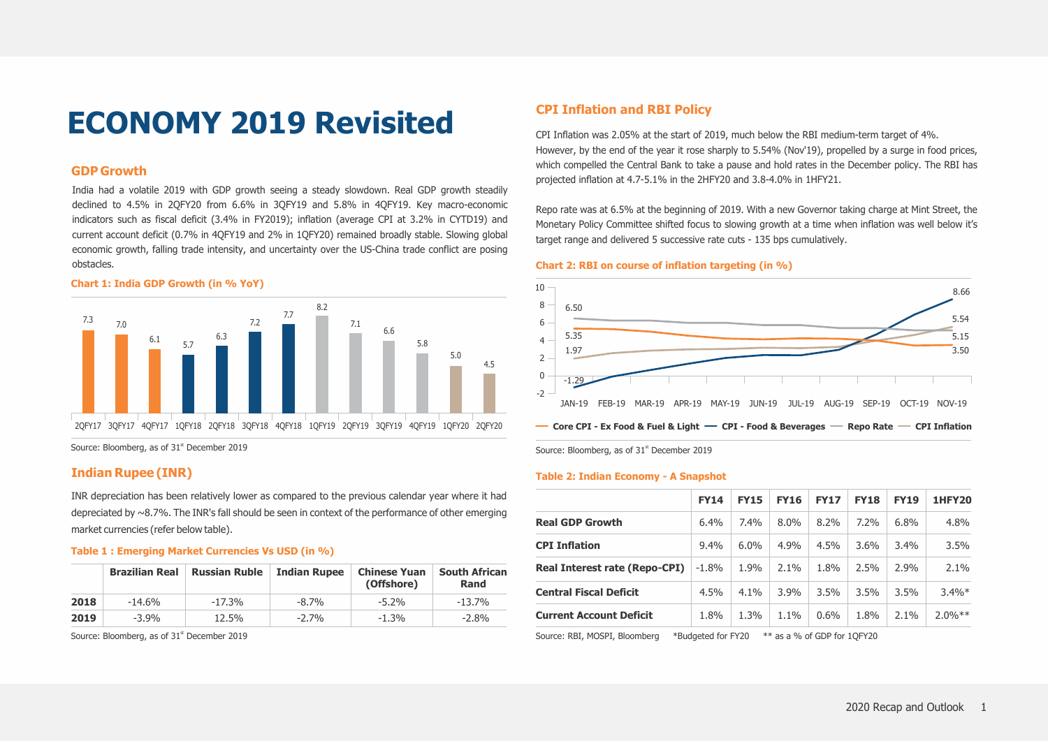# ECONOMY 2019 Revisited

## GDP Growth

India had a volatile 2019 with GDP growth seeing a steady slowdown. Real GDP growth steadily declined to 4.5% in 2QFY20 from 6.6% in 3QFY19 and 5.8% in 4QFY19. Key macro-economic indicators such as fiscal deficit (3.4% in FY2019); inflation (average CPI at 3.2% in CYTD19) and current account deficit (0.7% in 4QFY19 and 2% in 1QFY20) remained broadly stable. Slowing global economic growth, falling trade intensity, and uncertainty over the US-China trade conflict are posing obstacles.

**Chart 1: India GDP Growth (in % YoY)**

| 2QFY17 | 3QFY17 | 4QFY17 | 1QFY18 | 2QFY18 | 3QFY18 | 4QFY18 | 1QFY19 | 2QFY19 | 3QFY19 | 4QFY19 | 1QFY20 | 2QFY20 |
|---|---|---|---|---|---|---|---|---|---|---|---|---|
| 7.3 | 7.0 | 6.1 | 5.7 | 6.3 | 7.2 | 7.7 | 8.2 | 7.1 | 6.6 | 5.8 | 5.0 | 4.5 |

Source: Bloomberg, as of 31st December 2019

## Indian Rupee (INR)

INR depreciation has been relatively lower as compared to the previous calendar year where it had depreciated by ~8.7%. The INR's fall should be seen in context of the performance of other emerging market currencies (refer below table).

**Table 1 : Emerging Market Currencies Vs USD (in %)**

| | Brazilian Real | Russian Ruble | Indian Rupee | Chinese Yuan (Offshore) | South African Rand |
|---|---|---|---|---|---|
| **2018** | -14.6% | -17.3% | -8.7% | -5.2% | -13.7% |
| **2019** | -3.9% | 12.5% | -2.7% | -1.3% | -2.8% |

Source: Bloomberg, as of 31st December 2019

## CPI Inflation and RBI Policy

CPI Inflation was 2.05% at the start of 2019, much below the RBI medium-term target of 4%. However, by the end of the year it rose sharply to 5.54% (Nov'19), propelled by a surge in food prices, which compelled the Central Bank to take a pause and hold rates in the December policy. The RBI has projected inflation at 4.7-5.1% in the 2HFY20 and 3.8-4.0% in 1HFY21.

Repo rate was at 6.5% at the beginning of 2019. With a new Governor taking charge at Mint Street, the Monetary Policy Committee shifted focus to slowing growth at a time when inflation was well below it's target range and delivered 5 successive rate cuts - 135 bps cumulatively.

**Chart 2: RBI on course of inflation targeting (in %)**

| Series | JAN-19 | NOV-19 |
|---|---|---|
| Core CPI - Ex Food & Fuel & Light | 5.35 | 3.50 |
| CPI - Food & Beverages | -1.29 | 8.66 |
| Repo Rate | 6.50 | 5.15 |
| CPI Inflation | 1.97 | 5.54 |

Source: Bloomberg, as of 31st December 2019

**Table 2: Indian Economy - A Snapshot**

| | FY14 | FY15 | FY16 | FY17 | FY18 | FY19 | 1HFY20 |
|---|---|---|---|---|---|---|---|
| **Real GDP Growth** | 6.4% | 7.4% | 8.0% | 8.2% | 7.2% | 6.8% | 4.8% |
| **CPI Inflation** | 9.4% | 6.0% | 4.9% | 4.5% | 3.6% | 3.4% | 3.5% |
| **Real Interest rate (Repo-CPI)** | -1.8% | 1.9% | 2.1% | 1.8% | 2.5% | 2.9% | 2.1% |
| **Central Fiscal Deficit** | 4.5% | 4.1% | 3.9% | 3.5% | 3.5% | 3.5% | 3.4%* |
| **Current Account Deficit** | 1.8% | 1.3% | 1.1% | 0.6% | 1.8% | 2.1% | 2.0%** |

Source: RBI, MOSPI, Bloomberg *Budgeted for FY20 ** as a % of GDP for 1QFY20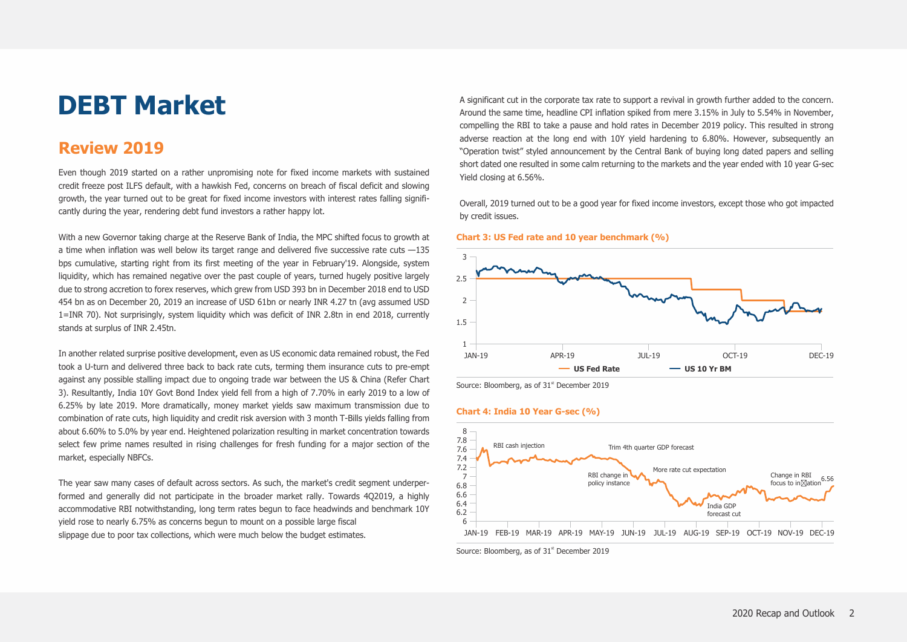# DEBT Market

## Review 2019

Even though 2019 started on a rather unpromising note for fixed income markets with sustained credit freeze post ILFS default, with a hawkish Fed, concerns on breach of fiscal deficit and slowing growth, the year turned out to be great for fixed income investors with interest rates falling significantly during the year, rendering debt fund investors a rather happy lot.

With a new Governor taking charge at the Reserve Bank of India, the MPC shifted focus to growth at a time when inflation was well below its target range and delivered five successive rate cuts —135 bps cumulative, starting right from its first meeting of the year in February'19. Alongside, system liquidity, which has remained negative over the past couple of years, turned hugely positive largely due to strong accretion to forex reserves, which grew from USD 393 bn in December 2018 end to USD 454 bn as on December 20, 2019 an increase of USD 61bn or nearly INR 4.27 tn (avg assumed USD 1=INR 70). Not surprisingly, system liquidity which was deficit of INR 2.8tn in end 2018, currently stands at surplus of INR 2.45tn.

In another related surprise positive development, even as US economic data remained robust, the Fed took a U-turn and delivered three back to back rate cuts, terming them insurance cuts to pre-empt against any possible stalling impact due to ongoing trade war between the US & China (Refer Chart 3). Resultantly, India 10Y Govt Bond Index yield fell from a high of 7.70% in early 2019 to a low of 6.25% by late 2019. More dramatically, money market yields saw maximum transmission due to combination of rate cuts, high liquidity and credit risk aversion with 3 month T-Bills yields falling from about 6.60% to 5.0% by year end. Heightened polarization resulting in market concentration towards select few prime names resulted in rising challenges for fresh funding for a major section of the market, especially NBFCs.

The year saw many cases of default across sectors. As such, the market's credit segment underperformed and generally did not participate in the broader market rally. Towards 4Q2019, a highly accommodative RBI notwithstanding, long term rates begun to face headwinds and benchmark 10Y yield rose to nearly 6.75% as concerns begun to mount on a possible large fiscal slippage due to poor tax collections, which were much below the budget estimates.

A significant cut in the corporate tax rate to support a revival in growth further added to the concern. Around the same time, headline CPI inflation spiked from mere 3.15% in July to 5.54% in November, compelling the RBI to take a pause and hold rates in December 2019 policy. This resulted in strong adverse reaction at the long end with 10Y yield hardening to 6.80%. However, subsequently an "Operation twist" styled announcement by the Central Bank of buying long dated papers and selling short dated one resulted in some calm returning to the markets and the year ended with 10 year G-sec Yield closing at 6.56%.

Overall, 2019 turned out to be a good year for fixed income investors, except those who got impacted by credit issues.

**Chart 3: US Fed rate and 10 year benchmark (%)**

Source: Bloomberg, as of 31st December 2019

**Chart 4: India 10 Year G-sec (%)**

Source: Bloomberg, as of 31st December 2019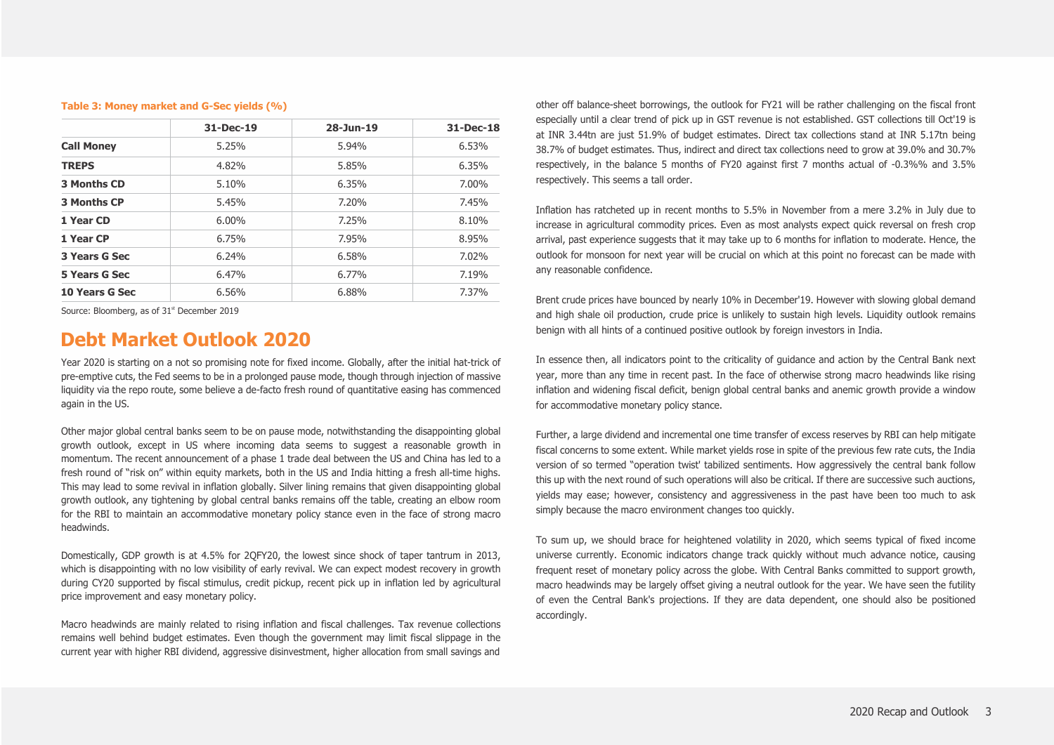**Table 3: Money market and G-Sec yields (%)**

| | 31-Dec-19 | 28-Jun-19 | 31-Dec-18 |
|---|---|---|---|
| **Call Money** | 5.25% | 5.94% | 6.53% |
| **TREPS** | 4.82% | 5.85% | 6.35% |
| **3 Months CD** | 5.10% | 6.35% | 7.00% |
| **3 Months CP** | 5.45% | 7.20% | 7.45% |
| **1 Year CD** | 6.00% | 7.25% | 8.10% |
| **1 Year CP** | 6.75% | 7.95% | 8.95% |
| **3 Years G Sec** | 6.24% | 6.58% | 7.02% |
| **5 Years G Sec** | 6.47% | 6.77% | 7.19% |
| **10 Years G Sec** | 6.56% | 6.88% | 7.37% |

Source: Bloomberg, as of 31st December 2019

## Debt Market Outlook 2020

Year 2020 is starting on a not so promising note for fixed income. Globally, after the initial hat-trick of pre-emptive cuts, the Fed seems to be in a prolonged pause mode, though through injection of massive liquidity via the repo route, some believe a de-facto fresh round of quantitative easing has commenced again in the US.

Other major global central banks seem to be on pause mode, notwithstanding the disappointing global growth outlook, except in US where incoming data seems to suggest a reasonable growth in momentum. The recent announcement of a phase 1 trade deal between the US and China has led to a fresh round of "risk on" within equity markets, both in the US and India hitting a fresh all-time highs. This may lead to some revival in inflation globally. Silver lining remains that given disappointing global growth outlook, any tightening by global central banks remains off the table, creating an elbow room for the RBI to maintain an accommodative monetary policy stance even in the face of strong macro headwinds.

Domestically, GDP growth is at 4.5% for 2QFY20, the lowest since shock of taper tantrum in 2013, which is disappointing with no low visibility of early revival. We can expect modest recovery in growth during CY20 supported by fiscal stimulus, credit pickup, recent pick up in inflation led by agricultural price improvement and easy monetary policy.

Macro headwinds are mainly related to rising inflation and fiscal challenges. Tax revenue collections remains well behind budget estimates. Even though the government may limit fiscal slippage in the current year with higher RBI dividend, aggressive disinvestment, higher allocation from small savings and other off balance-sheet borrowings, the outlook for FY21 will be rather challenging on the fiscal front especially until a clear trend of pick up in GST revenue is not established. GST collections till Oct'19 is at INR 3.44tn are just 51.9% of budget estimates. Direct tax collections stand at INR 5.17tn being 38.7% of budget estimates. Thus, indirect and direct tax collections need to grow at 39.0% and 30.7% respectively, in the balance 5 months of FY20 against first 7 months actual of -0.3%% and 3.5% respectively. This seems a tall order.

Inflation has ratcheted up in recent months to 5.5% in November from a mere 3.2% in July due to increase in agricultural commodity prices. Even as most analysts expect quick reversal on fresh crop arrival, past experience suggests that it may take up to 6 months for inflation to moderate. Hence, the outlook for monsoon for next year will be crucial on which at this point no forecast can be made with any reasonable confidence.

Brent crude prices have bounced by nearly 10% in December'19. However with slowing global demand and high shale oil production, crude price is unlikely to sustain high levels. Liquidity outlook remains benign with all hints of a continued positive outlook by foreign investors in India.

In essence then, all indicators point to the criticality of guidance and action by the Central Bank next year, more than any time in recent past. In the face of otherwise strong macro headwinds like rising inflation and widening fiscal deficit, benign global central banks and anemic growth provide a window for accommodative monetary policy stance.

Further, a large dividend and incremental one time transfer of excess reserves by RBI can help mitigate fiscal concerns to some extent. While market yields rose in spite of the previous few rate cuts, the India version of so termed "operation twist' tabilized sentiments. How aggressively the central bank follow this up with the next round of such operations will also be critical. If there are successive such auctions, yields may ease; however, consistency and aggressiveness in the past have been too much to ask simply because the macro environment changes too quickly.

To sum up, we should brace for heightened volatility in 2020, which seems typical of fixed income universe currently. Economic indicators change track quickly without much advance notice, causing frequent reset of monetary policy across the globe. With Central Banks committed to support growth, macro headwinds may be largely offset giving a neutral outlook for the year. We have seen the futility of even the Central Bank's projections. If they are data dependent, one should also be positioned accordingly.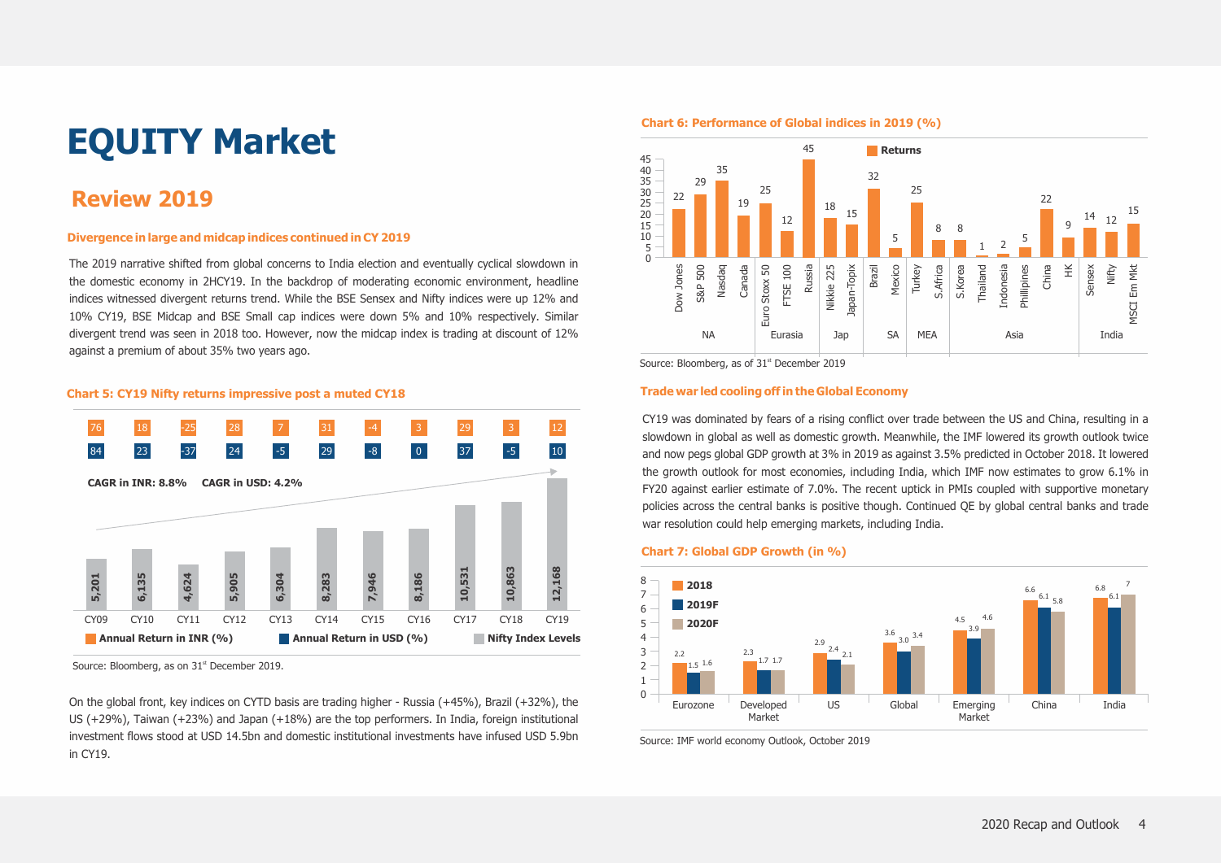# EQUITY Market

## Review 2019

### Divergence in large and midcap indices continued in CY 2019

The 2019 narrative shifted from global concerns to India election and eventually cyclical slowdown in the domestic economy in 2HCY19. In the backdrop of moderating economic environment, headline indices witnessed divergent returns trend. While the BSE Sensex and Nifty indices were up 12% and 10% CY19, BSE Midcap and BSE Small cap indices were down 5% and 10% respectively. Similar divergent trend was seen in 2018 too. However, now the midcap index is trading at discount of 12% against a premium of about 35% two years ago.

**Chart 5: CY19 Nifty returns impressive post a muted CY18**

| | CY09 | CY10 | CY11 | CY12 | CY13 | CY14 | CY15 | CY16 | CY17 | CY18 | CY19 |
|---|---|---|---|---|---|---|---|---|---|---|---|
| Annual Return in INR (%) | 76 | 18 | -25 | 28 | 7 | 31 | -4 | 3 | 29 | 3 | 12 |
| Annual Return in USD (%) | 84 | 23 | -37 | 24 | -5 | 29 | -8 | 0 | 37 | -5 | 10 |
| Nifty Index Levels | 5,201 | 6,135 | 4,624 | 5,905 | 6,304 | 8,283 | 7,946 | 8,186 | 10,531 | 10,863 | 12,168 |

CAGR in INR: 8.8% CAGR in USD: 4.2%

Source: Bloomberg, as on 31st December 2019.

On the global front, key indices on CYTD basis are trading higher - Russia (+45%), Brazil (+32%), the US (+29%), Taiwan (+23%) and Japan (+18%) are the top performers. In India, foreign institutional investment flows stood at USD 14.5bn and domestic institutional investments have infused USD 5.9bn in CY19.

**Chart 6: Performance of Global indices in 2019 (%)**

| Region | Index | Returns |
|---|---|---|
| NA | Dow Jones | 22 |
| NA | S&P 500 | 29 |
| NA | Nasdaq | 35 |
| NA | Canada | 19 |
| Eurasia | Euro Stoxx 50 | 25 |
| Eurasia | FTSE 100 | 12 |
| Eurasia | Russia | 45 |
| Jap | Nikkie 225 | 18 |
| Jap | Japan-Topix | 15 |
| SA | Brazil | 32 |
| SA | Mexico | 5 |
| MEA | Turkey | 25 |
| MEA | S.Africa | 8 |
| Asia | S.Korea | 8 |
| Asia | Thailand | 1 |
| Asia | Indonesia | 2 |
| Asia | Phillipines | 5 |
| Asia | China | 22 |
| Asia | HK | 9 |
| India | Sensex | 14 |
| India | Nifty | 12 |
| India | MSCI Em Mkt | 15 |

Source: Bloomberg, as of 31st December 2019

### Trade war led cooling off in the Global Economy

CY19 was dominated by fears of a rising conflict over trade between the US and China, resulting in a slowdown in global as well as domestic growth. Meanwhile, the IMF lowered its growth outlook twice and now pegs global GDP growth at 3% in 2019 as against 3.5% predicted in October 2018. It lowered the growth outlook for most economies, including India, which IMF now estimates to grow 6.1% in FY20 against earlier estimate of 7.0%. The recent uptick in PMIs coupled with supportive monetary policies across the central banks is positive though. Continued QE by global central banks and trade war resolution could help emerging markets, including India.

**Chart 7: Global GDP Growth (in %)**

| | 2018 | 2019F | 2020F |
|---|---|---|---|
| Eurozone | 2.2 | 1.5 | 1.6 |
| Developed Market | 2.3 | 1.7 | 1.7 |
| US | 2.9 | 2.4 | 2.1 |
| Global | 3.6 | 3.0 | 3.4 |
| Emerging Market | 4.5 | 3.9 | 4.6 |
| China | 6.6 | 6.1 | 5.8 |
| India | 6.8 | 6.1 | 7 |

Source: IMF world economy Outlook, October 2019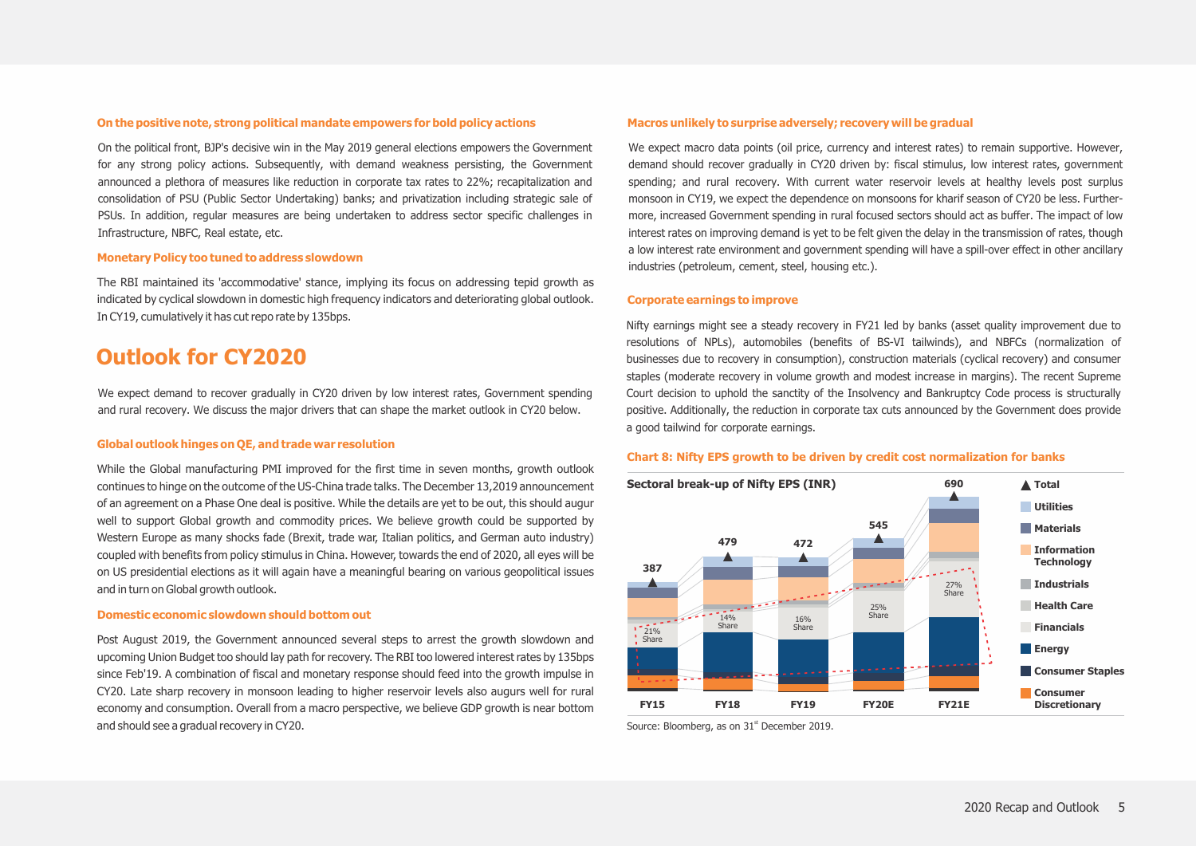#### On the positive note, strong political mandate empowers for bold policy actions

On the political front, BJP's decisive win in the May 2019 general elections empowers the Government for any strong policy actions. Subsequently, with demand weakness persisting, the Government announced a plethora of measures like reduction in corporate tax rates to 22%; recapitalization and consolidation of PSU (Public Sector Undertaking) banks; and privatization including strategic sale of PSUs. In addition, regular measures are being undertaken to address sector specific challenges in Infrastructure, NBFC, Real estate, etc.

#### Monetary Policy too tuned to address slowdown

The RBI maintained its 'accommodative' stance, implying its focus on addressing tepid growth as indicated by cyclical slowdown in domestic high frequency indicators and deteriorating global outlook. In CY19, cumulatively it has cut repo rate by 135bps.

## Outlook for CY2020

We expect demand to recover gradually in CY20 driven by low interest rates, Government spending and rural recovery. We discuss the major drivers that can shape the market outlook in CY20 below.

#### Global outlook hinges on QE, and trade war resolution

While the Global manufacturing PMI improved for the first time in seven months, growth outlook continues to hinge on the outcome of the US-China trade talks. The December 13,2019 announcement of an agreement on a Phase One deal is positive. While the details are yet to be out, this should augur well to support Global growth and commodity prices. We believe growth could be supported by Western Europe as many shocks fade (Brexit, trade war, Italian politics, and German auto industry) coupled with benefits from policy stimulus in China. However, towards the end of 2020, all eyes will be on US presidential elections as it will again have a meaningful bearing on various geopolitical issues and in turn on Global growth outlook.

#### Domestic economic slowdown should bottom out

Post August 2019, the Government announced several steps to arrest the growth slowdown and upcoming Union Budget too should lay path for recovery. The RBI too lowered interest rates by 135bps since Feb'19. A combination of fiscal and monetary response should feed into the growth impulse in CY20. Late sharp recovery in monsoon leading to higher reservoir levels also augurs well for rural economy and consumption. Overall from a macro perspective, we believe GDP growth is near bottom and should see a gradual recovery in CY20.

#### Macros unlikely to surprise adversely; recovery will be gradual

We expect macro data points (oil price, currency and interest rates) to remain supportive. However, demand should recover gradually in CY20 driven by: fiscal stimulus, low interest rates, government spending; and rural recovery. With current water reservoir levels at healthy levels post surplus monsoon in CY19, we expect the dependence on monsoons for kharif season of CY20 be less. Furthermore, increased Government spending in rural focused sectors should act as buffer. The impact of low interest rates on improving demand is yet to be felt given the delay in the transmission of rates, though a low interest rate environment and government spending will have a spill-over effect in other ancillary industries (petroleum, cement, steel, housing etc.).

#### Corporate earnings to improve

Nifty earnings might see a steady recovery in FY21 led by banks (asset quality improvement due to resolutions of NPLs), automobiles (benefits of BS-VI tailwinds), and NBFCs (normalization of businesses due to recovery in consumption), construction materials (cyclical recovery) and consumer staples (moderate recovery in volume growth and modest increase in margins). The recent Supreme Court decision to uphold the sanctity of the Insolvency and Bankruptcy Code process is structurally positive. Additionally, the reduction in corporate tax cuts announced by the Government does provide a good tailwind for corporate earnings.

#### Chart 8: Nifty EPS growth to be driven by credit cost normalization for banks

**Sectoral break-up of Nifty EPS (INR)**

| | FY15 | FY18 | FY19 | FY20E | FY21E |
|---|---|---|---|---|---|
| Total | 387 | 479 | 472 | 545 | 690 |
| Financials share | 21% | 14% | 16% | 25% | 27% |

Legend: Total, Utilities, Materials, Information Technology, Industrials, Health Care, Financials, Energy, Consumer Staples, Consumer Discretionary

Source: Bloomberg, as on 31st December 2019.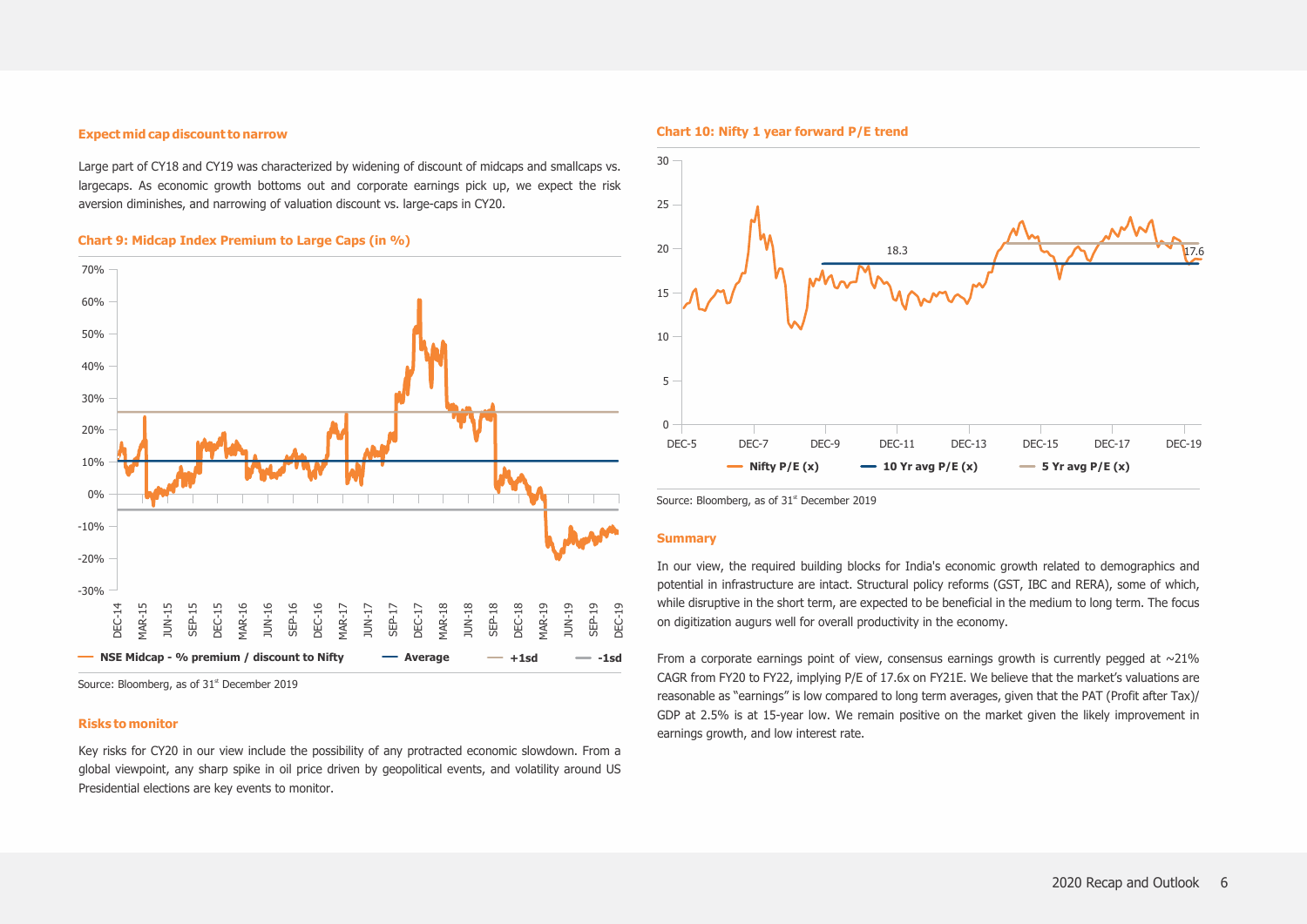### Expect mid cap discount to narrow

Large part of CY18 and CY19 was characterized by widening of discount of midcaps and smallcaps vs. largecaps. As economic growth bottoms out and corporate earnings pick up, we expect the risk aversion diminishes, and narrowing of valuation discount vs. large-caps in CY20.

**Chart 9: Midcap Index Premium to Large Caps (in %)**

Source: Bloomberg, as of 31st December 2019

### Risks to monitor

Key risks for CY20 in our view include the possibility of any protracted economic slowdown. From a global viewpoint, any sharp spike in oil price driven by geopolitical events, and volatility around US Presidential elections are key events to monitor.

**Chart 10: Nifty 1 year forward P/E trend**

Source: Bloomberg, as of 31st December 2019

### Summary

In our view, the required building blocks for India's economic growth related to demographics and potential in infrastructure are intact. Structural policy reforms (GST, IBC and RERA), some of which, while disruptive in the short term, are expected to be beneficial in the medium to long term. The focus on digitization augurs well for overall productivity in the economy.

From a corporate earnings point of view, consensus earnings growth is currently pegged at ~21% CAGR from FY20 to FY22, implying P/E of 17.6x on FY21E. We believe that the market's valuations are reasonable as "earnings" is low compared to long term averages, given that the PAT (Profit after Tax)/ GDP at 2.5% is at 15-year low. We remain positive on the market given the likely improvement in earnings growth, and low interest rate.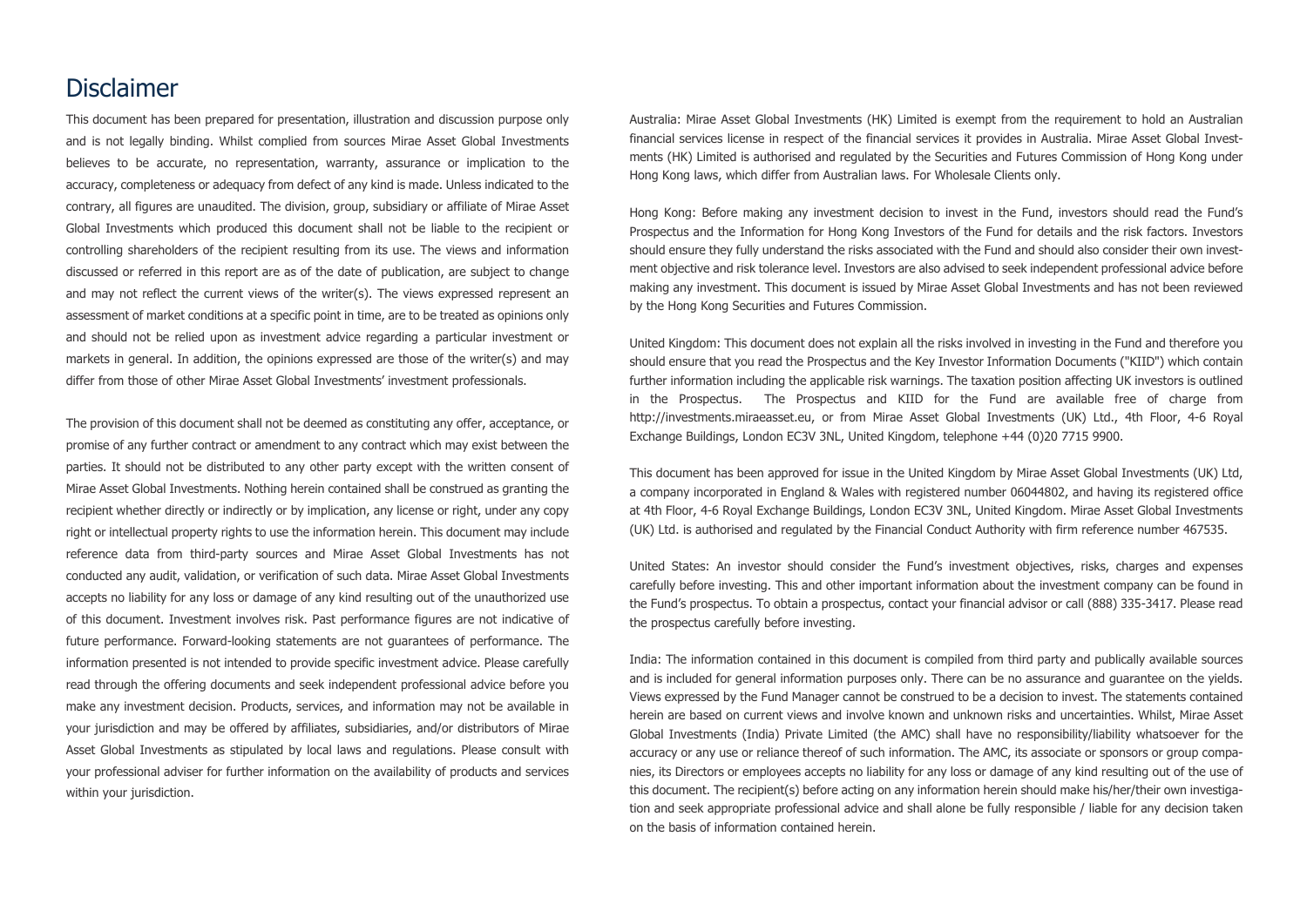# Disclaimer

This document has been prepared for presentation, illustration and discussion purpose only and is not legally binding. Whilst complied from sources Mirae Asset Global Investments believes to be accurate, no representation, warranty, assurance or implication to the accuracy, completeness or adequacy from defect of any kind is made. Unless indicated to the contrary, all figures are unaudited. The division, group, subsidiary or affiliate of Mirae Asset Global Investments which produced this document shall not be liable to the recipient or controlling shareholders of the recipient resulting from its use. The views and information discussed or referred in this report are as of the date of publication, are subject to change and may not reflect the current views of the writer(s). The views expressed represent an assessment of market conditions at a specific point in time, are to be treated as opinions only and should not be relied upon as investment advice regarding a particular investment or markets in general. In addition, the opinions expressed are those of the writer(s) and may differ from those of other Mirae Asset Global Investments' investment professionals.

The provision of this document shall not be deemed as constituting any offer, acceptance, or promise of any further contract or amendment to any contract which may exist between the parties. It should not be distributed to any other party except with the written consent of Mirae Asset Global Investments. Nothing herein contained shall be construed as granting the recipient whether directly or indirectly or by implication, any license or right, under any copy right or intellectual property rights to use the information herein. This document may include reference data from third-party sources and Mirae Asset Global Investments has not conducted any audit, validation, or verification of such data. Mirae Asset Global Investments accepts no liability for any loss or damage of any kind resulting out of the unauthorized use of this document. Investment involves risk. Past performance figures are not indicative of future performance. Forward-looking statements are not guarantees of performance. The information presented is not intended to provide specific investment advice. Please carefully read through the offering documents and seek independent professional advice before you make any investment decision. Products, services, and information may not be available in your jurisdiction and may be offered by affiliates, subsidiaries, and/or distributors of Mirae Asset Global Investments as stipulated by local laws and regulations. Please consult with your professional adviser for further information on the availability of products and services within your jurisdiction.

Australia: Mirae Asset Global Investments (HK) Limited is exempt from the requirement to hold an Australian financial services license in respect of the financial services it provides in Australia. Mirae Asset Global Investments (HK) Limited is authorised and regulated by the Securities and Futures Commission of Hong Kong under Hong Kong laws, which differ from Australian laws. For Wholesale Clients only.

Hong Kong: Before making any investment decision to invest in the Fund, investors should read the Fund's Prospectus and the Information for Hong Kong Investors of the Fund for details and the risk factors. Investors should ensure they fully understand the risks associated with the Fund and should also consider their own investment objective and risk tolerance level. Investors are also advised to seek independent professional advice before making any investment. This document is issued by Mirae Asset Global Investments and has not been reviewed by the Hong Kong Securities and Futures Commission.

United Kingdom: This document does not explain all the risks involved in investing in the Fund and therefore you should ensure that you read the Prospectus and the Key Investor Information Documents ("KIID") which contain further information including the applicable risk warnings. The taxation position affecting UK investors is outlined in the Prospectus. The Prospectus and KIID for the Fund are available free of charge from http://investments.miraeasset.eu, or from Mirae Asset Global Investments (UK) Ltd., 4th Floor, 4-6 Royal Exchange Buildings, London EC3V 3NL, United Kingdom, telephone +44 (0)20 7715 9900.

This document has been approved for issue in the United Kingdom by Mirae Asset Global Investments (UK) Ltd, a company incorporated in England & Wales with registered number 06044802, and having its registered office at 4th Floor, 4-6 Royal Exchange Buildings, London EC3V 3NL, United Kingdom. Mirae Asset Global Investments (UK) Ltd. is authorised and regulated by the Financial Conduct Authority with firm reference number 467535.

United States: An investor should consider the Fund's investment objectives, risks, charges and expenses carefully before investing. This and other important information about the investment company can be found in the Fund's prospectus. To obtain a prospectus, contact your financial advisor or call (888) 335-3417. Please read the prospectus carefully before investing.

India: The information contained in this document is compiled from third party and publically available sources and is included for general information purposes only. There can be no assurance and guarantee on the yields. Views expressed by the Fund Manager cannot be construed to be a decision to invest. The statements contained herein are based on current views and involve known and unknown risks and uncertainties. Whilst, Mirae Asset Global Investments (India) Private Limited (the AMC) shall have no responsibility/liability whatsoever for the accuracy or any use or reliance thereof of such information. The AMC, its associate or sponsors or group companies, its Directors or employees accepts no liability for any loss or damage of any kind resulting out of the use of this document. The recipient(s) before acting on any information herein should make his/her/their own investigation and seek appropriate professional advice and shall alone be fully responsible / liable for any decision taken on the basis of information contained herein.